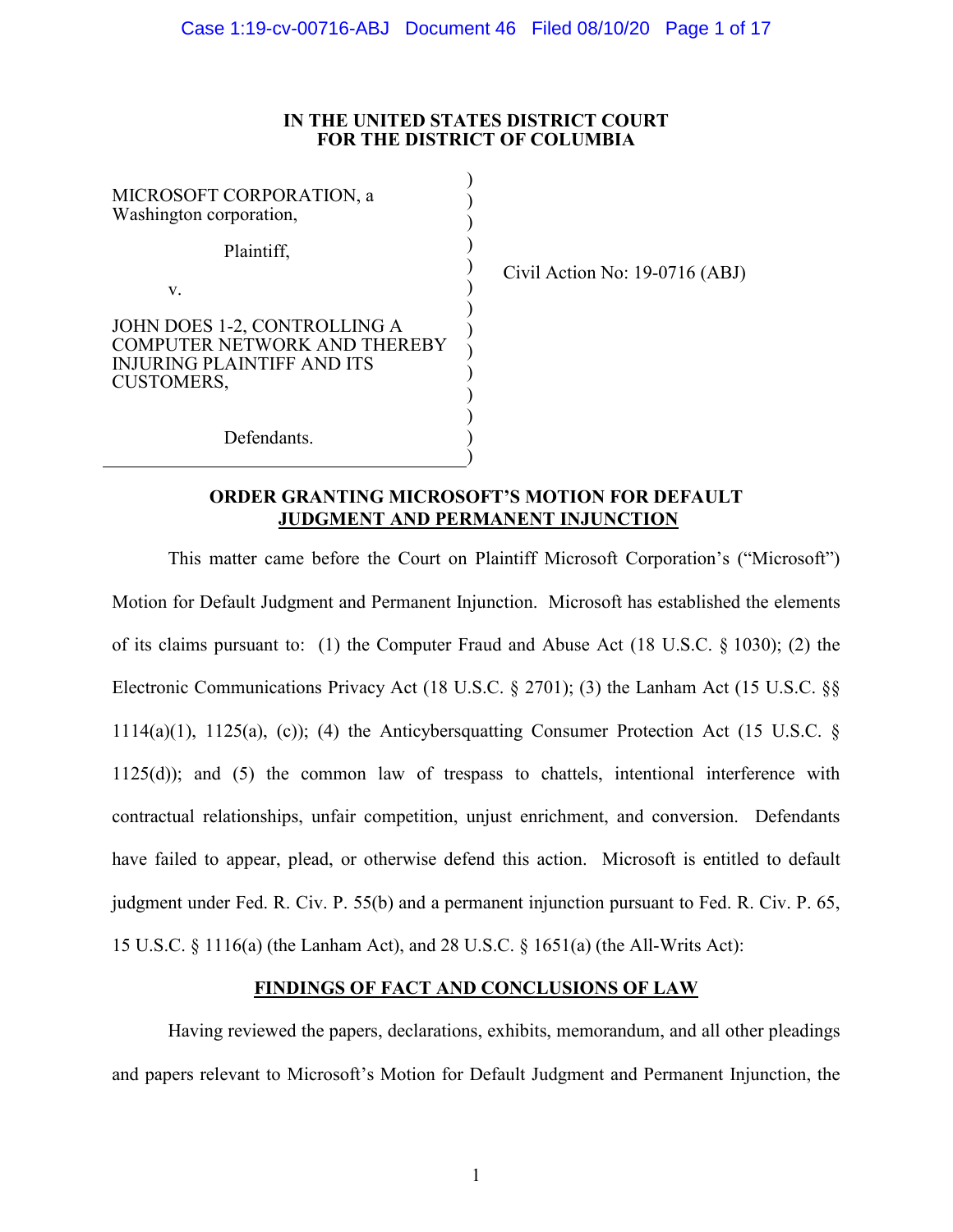**IN THE UNITED STATES DISTRICT COURT**
**FOR THE DISTRICT OF COLUMBIA**

MICROSOFT CORPORATION, a Washington corporation,

Plaintiff,

v.

JOHN DOES 1-2, CONTROLLING A COMPUTER NETWORK AND THEREBY INJURING PLAINTIFF AND ITS CUSTOMERS,

Defendants.

Civil Action No: 19-0716 (ABJ)

## ORDER GRANTING MICROSOFT'S MOTION FOR DEFAULT JUDGMENT AND PERMANENT INJUNCTION

This matter came before the Court on Plaintiff Microsoft Corporation's ("Microsoft") Motion for Default Judgment and Permanent Injunction. Microsoft has established the elements of its claims pursuant to: (1) the Computer Fraud and Abuse Act (18 U.S.C. § 1030); (2) the Electronic Communications Privacy Act (18 U.S.C. § 2701); (3) the Lanham Act (15 U.S.C. §§ 1114(a)(1), 1125(a), (c)); (4) the Anticybersquatting Consumer Protection Act (15 U.S.C. § 1125(d)); and (5) the common law of trespass to chattels, intentional interference with contractual relationships, unfair competition, unjust enrichment, and conversion. Defendants have failed to appear, plead, or otherwise defend this action. Microsoft is entitled to default judgment under Fed. R. Civ. P. 55(b) and a permanent injunction pursuant to Fed. R. Civ. P. 65, 15 U.S.C. § 1116(a) (the Lanham Act), and 28 U.S.C. § 1651(a) (the All-Writs Act):

## FINDINGS OF FACT AND CONCLUSIONS OF LAW

Having reviewed the papers, declarations, exhibits, memorandum, and all other pleadings and papers relevant to Microsoft's Motion for Default Judgment and Permanent Injunction, the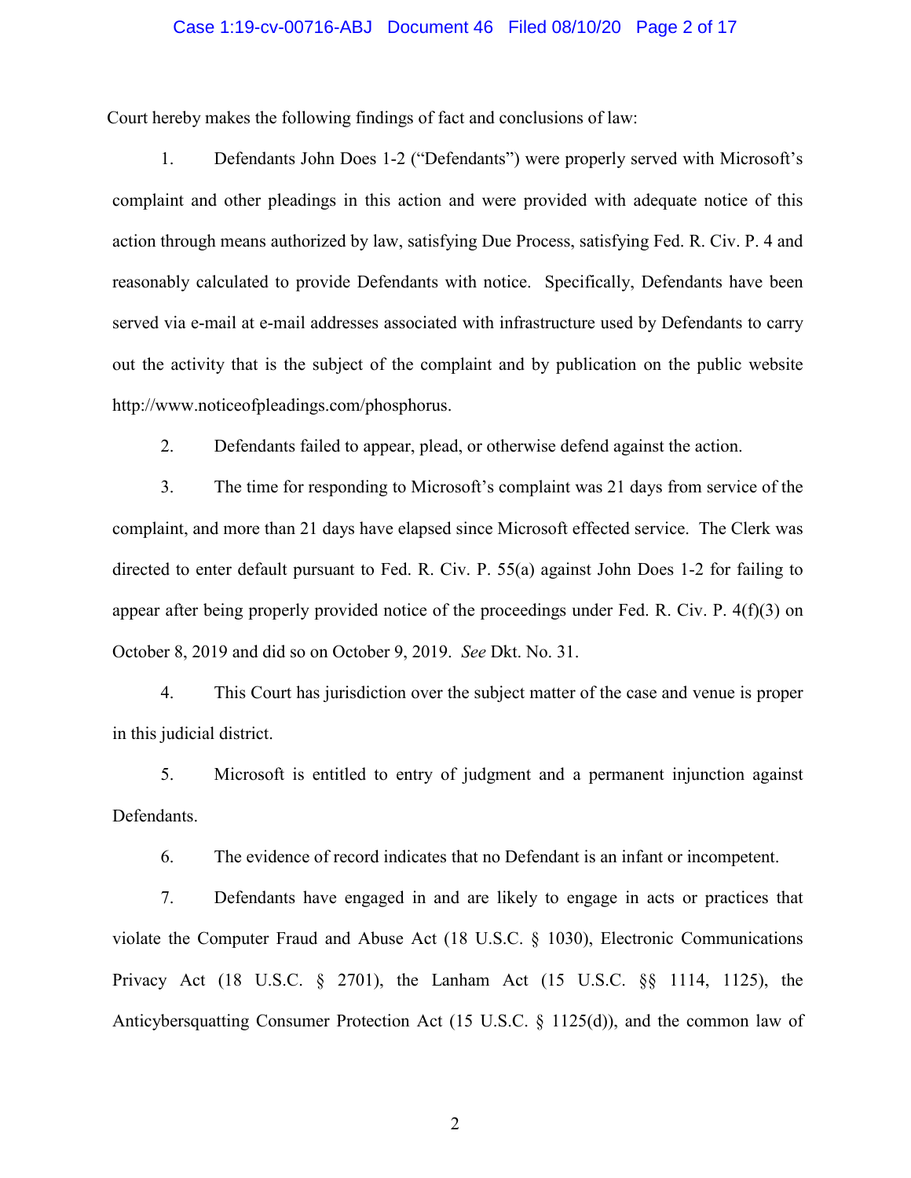Court hereby makes the following findings of fact and conclusions of law:

1. Defendants John Does 1-2 ("Defendants") were properly served with Microsoft's complaint and other pleadings in this action and were provided with adequate notice of this action through means authorized by law, satisfying Due Process, satisfying Fed. R. Civ. P. 4 and reasonably calculated to provide Defendants with notice. Specifically, Defendants have been served via e-mail at e-mail addresses associated with infrastructure used by Defendants to carry out the activity that is the subject of the complaint and by publication on the public website http://www.noticeofpleadings.com/phosphorus.

2. Defendants failed to appear, plead, or otherwise defend against the action.

3. The time for responding to Microsoft's complaint was 21 days from service of the complaint, and more than 21 days have elapsed since Microsoft effected service. The Clerk was directed to enter default pursuant to Fed. R. Civ. P. 55(a) against John Does 1-2 for failing to appear after being properly provided notice of the proceedings under Fed. R. Civ. P. 4(f)(3) on October 8, 2019 and did so on October 9, 2019. *See* Dkt. No. 31.

4. This Court has jurisdiction over the subject matter of the case and venue is proper in this judicial district.

5. Microsoft is entitled to entry of judgment and a permanent injunction against Defendants.

6. The evidence of record indicates that no Defendant is an infant or incompetent.

7. Defendants have engaged in and are likely to engage in acts or practices that violate the Computer Fraud and Abuse Act (18 U.S.C. § 1030), Electronic Communications Privacy Act (18 U.S.C. § 2701), the Lanham Act (15 U.S.C. §§ 1114, 1125), the Anticybersquatting Consumer Protection Act (15 U.S.C. § 1125(d)), and the common law of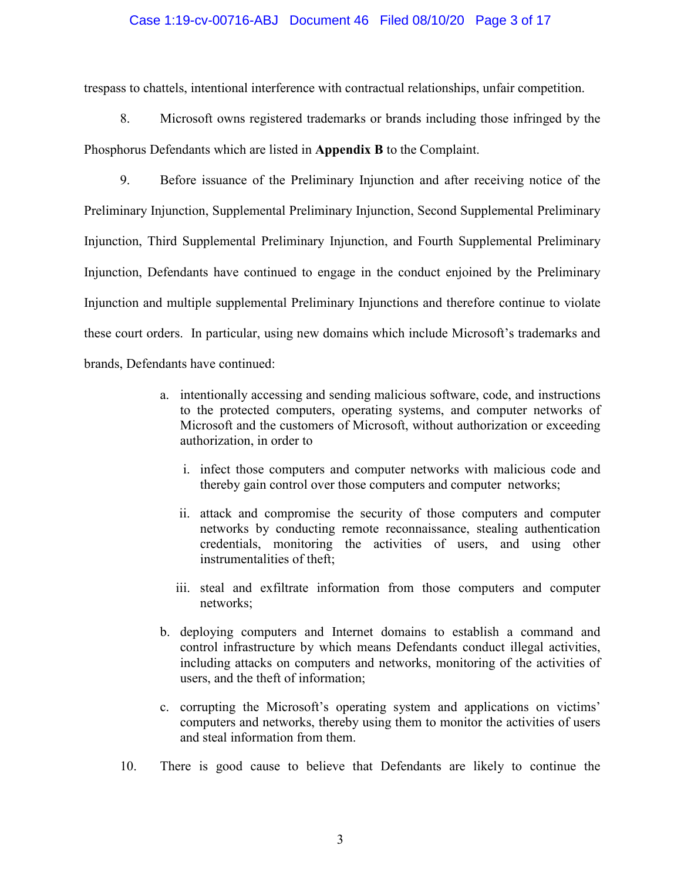trespass to chattels, intentional interference with contractual relationships, unfair competition.

8. Microsoft owns registered trademarks or brands including those infringed by the Phosphorus Defendants which are listed in **Appendix B** to the Complaint.

9. Before issuance of the Preliminary Injunction and after receiving notice of the Preliminary Injunction, Supplemental Preliminary Injunction, Second Supplemental Preliminary Injunction, Third Supplemental Preliminary Injunction, and Fourth Supplemental Preliminary Injunction, Defendants have continued to engage in the conduct enjoined by the Preliminary Injunction and multiple supplemental Preliminary Injunctions and therefore continue to violate these court orders. In particular, using new domains which include Microsoft's trademarks and brands, Defendants have continued:

a. intentionally accessing and sending malicious software, code, and instructions to the protected computers, operating systems, and computer networks of Microsoft and the customers of Microsoft, without authorization or exceeding authorization, in order to

   i. infect those computers and computer networks with malicious code and thereby gain control over those computers and computer networks;

   ii. attack and compromise the security of those computers and computer networks by conducting remote reconnaissance, stealing authentication credentials, monitoring the activities of users, and using other instrumentalities of theft;

   iii. steal and exfiltrate information from those computers and computer networks;

b. deploying computers and Internet domains to establish a command and control infrastructure by which means Defendants conduct illegal activities, including attacks on computers and networks, monitoring of the activities of users, and the theft of information;

c. corrupting the Microsoft's operating system and applications on victims' computers and networks, thereby using them to monitor the activities of users and steal information from them.

10. There is good cause to believe that Defendants are likely to continue the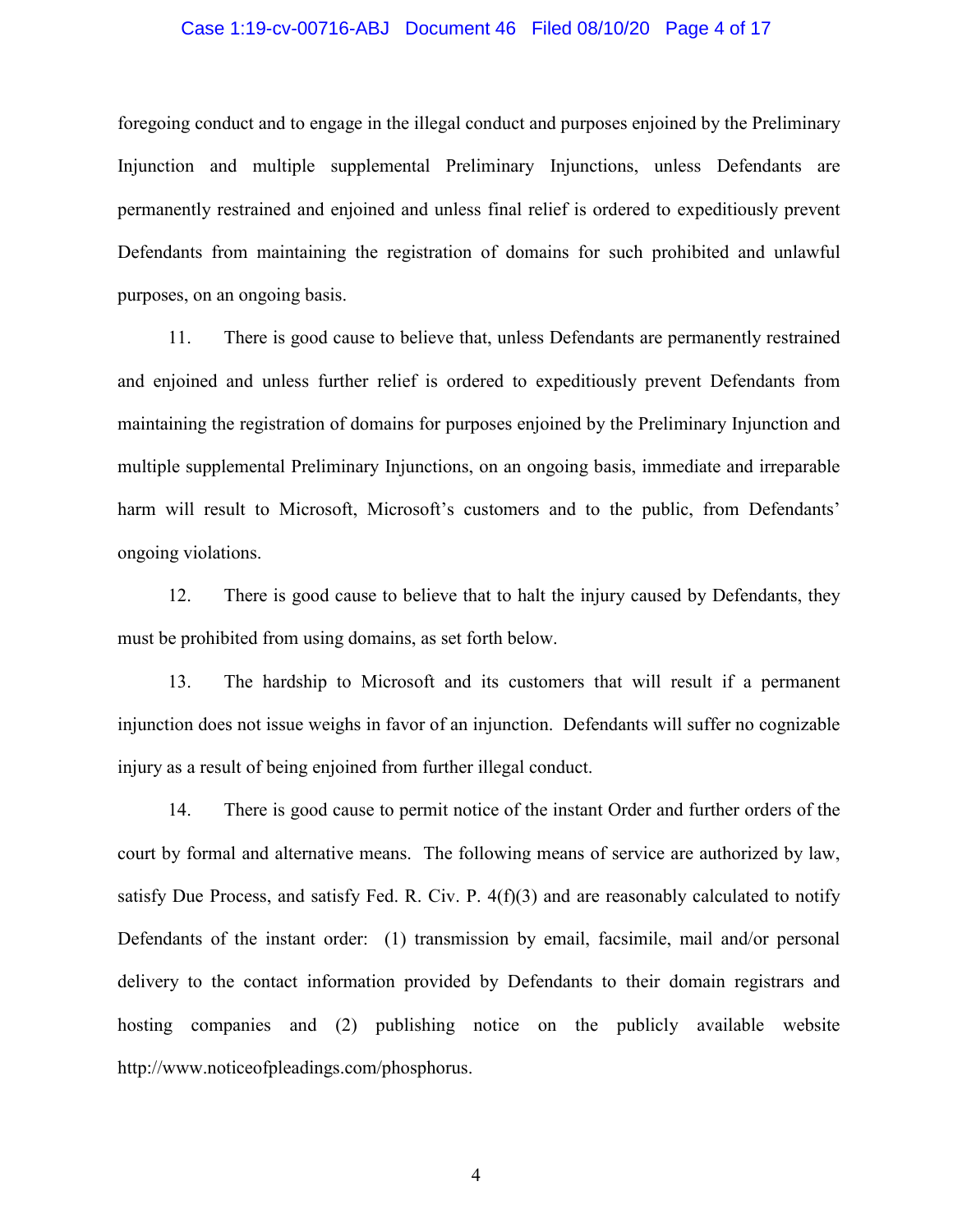foregoing conduct and to engage in the illegal conduct and purposes enjoined by the Preliminary Injunction and multiple supplemental Preliminary Injunctions, unless Defendants are permanently restrained and enjoined and unless final relief is ordered to expeditiously prevent Defendants from maintaining the registration of domains for such prohibited and unlawful purposes, on an ongoing basis.

11. There is good cause to believe that, unless Defendants are permanently restrained and enjoined and unless further relief is ordered to expeditiously prevent Defendants from maintaining the registration of domains for purposes enjoined by the Preliminary Injunction and multiple supplemental Preliminary Injunctions, on an ongoing basis, immediate and irreparable harm will result to Microsoft, Microsoft's customers and to the public, from Defendants' ongoing violations.

12. There is good cause to believe that to halt the injury caused by Defendants, they must be prohibited from using domains, as set forth below.

13. The hardship to Microsoft and its customers that will result if a permanent injunction does not issue weighs in favor of an injunction. Defendants will suffer no cognizable injury as a result of being enjoined from further illegal conduct.

14. There is good cause to permit notice of the instant Order and further orders of the court by formal and alternative means. The following means of service are authorized by law, satisfy Due Process, and satisfy Fed. R. Civ. P. 4(f)(3) and are reasonably calculated to notify Defendants of the instant order: (1) transmission by email, facsimile, mail and/or personal delivery to the contact information provided by Defendants to their domain registrars and hosting companies and (2) publishing notice on the publicly available website http://www.noticeofpleadings.com/phosphorus.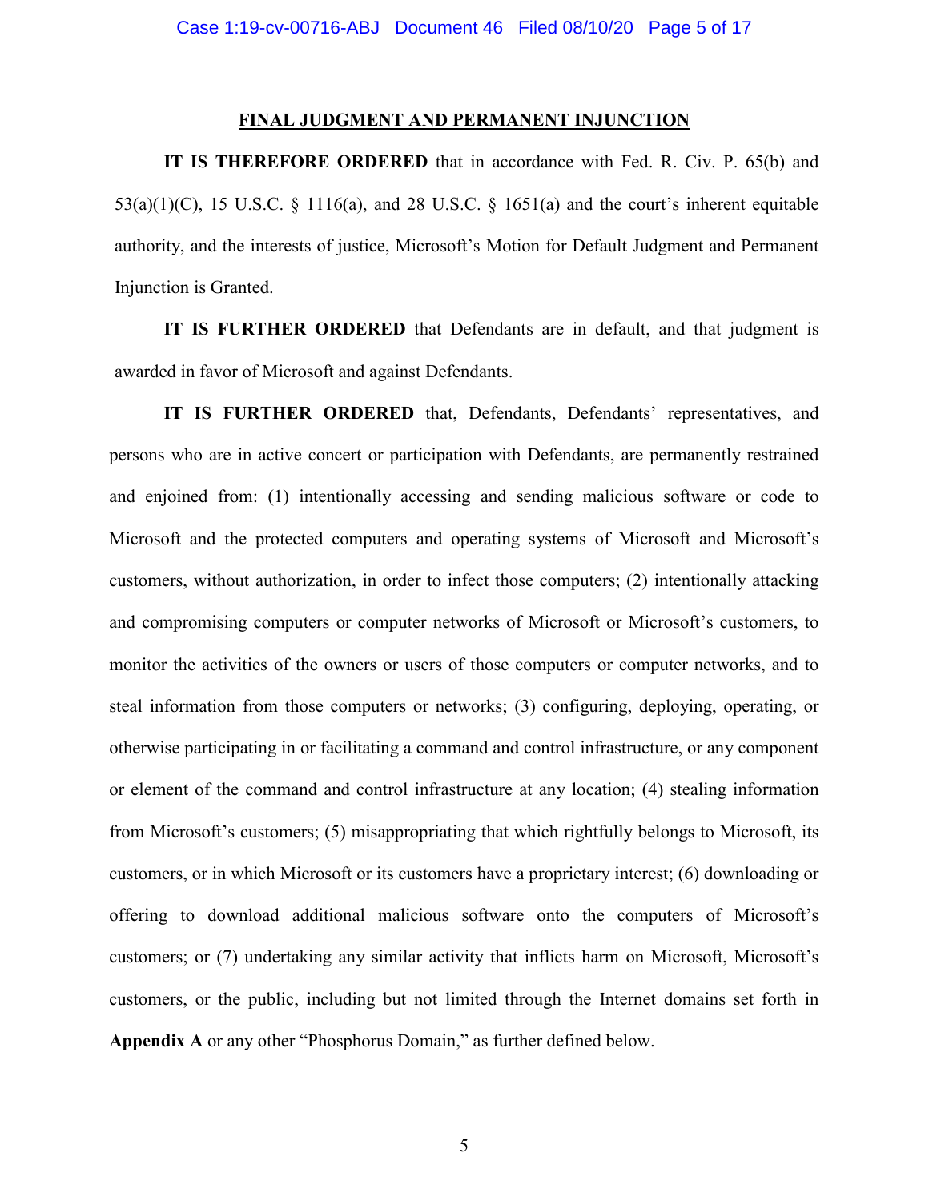## FINAL JUDGMENT AND PERMANENT INJUNCTION

**IT IS THEREFORE ORDERED** that in accordance with Fed. R. Civ. P. 65(b) and 53(a)(1)(C), 15 U.S.C. § 1116(a), and 28 U.S.C. § 1651(a) and the court's inherent equitable authority, and the interests of justice, Microsoft's Motion for Default Judgment and Permanent Injunction is Granted.

**IT IS FURTHER ORDERED** that Defendants are in default, and that judgment is awarded in favor of Microsoft and against Defendants.

**IT IS FURTHER ORDERED** that, Defendants, Defendants' representatives, and persons who are in active concert or participation with Defendants, are permanently restrained and enjoined from: (1) intentionally accessing and sending malicious software or code to Microsoft and the protected computers and operating systems of Microsoft and Microsoft's customers, without authorization, in order to infect those computers; (2) intentionally attacking and compromising computers or computer networks of Microsoft or Microsoft's customers, to monitor the activities of the owners or users of those computers or computer networks, and to steal information from those computers or networks; (3) configuring, deploying, operating, or otherwise participating in or facilitating a command and control infrastructure, or any component or element of the command and control infrastructure at any location; (4) stealing information from Microsoft's customers; (5) misappropriating that which rightfully belongs to Microsoft, its customers, or in which Microsoft or its customers have a proprietary interest; (6) downloading or offering to download additional malicious software onto the computers of Microsoft's customers; or (7) undertaking any similar activity that inflicts harm on Microsoft, Microsoft's customers, or the public, including but not limited through the Internet domains set forth in **Appendix A** or any other "Phosphorus Domain," as further defined below.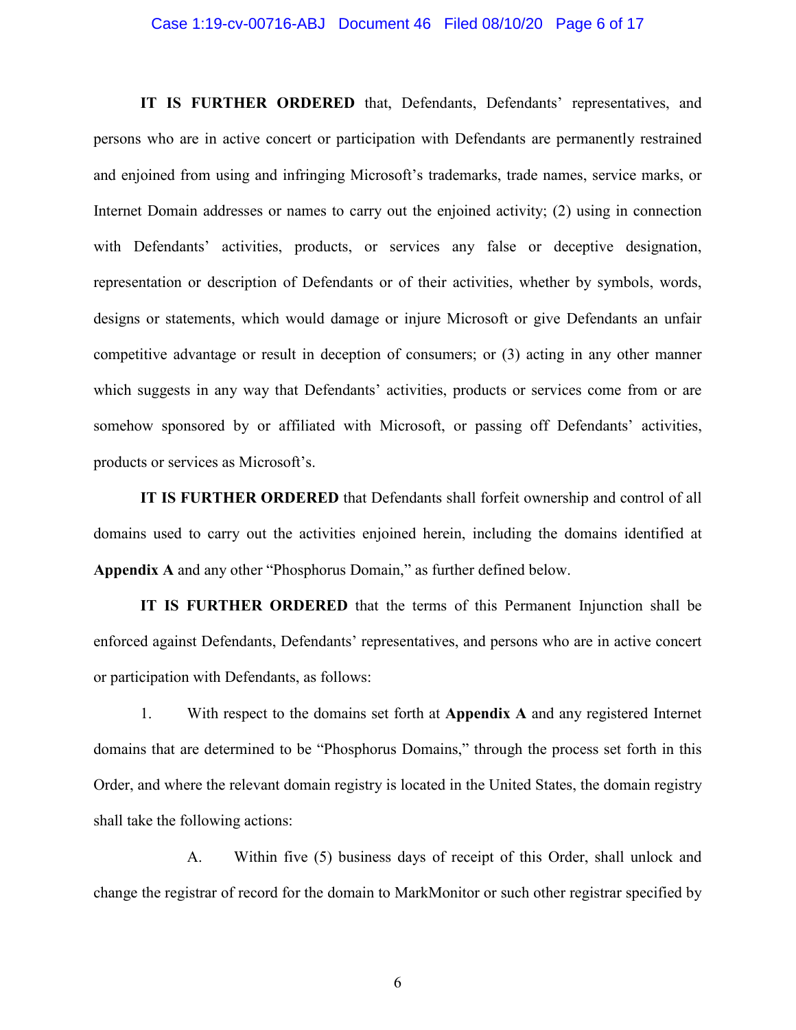**IT IS FURTHER ORDERED** that, Defendants, Defendants' representatives, and persons who are in active concert or participation with Defendants are permanently restrained and enjoined from using and infringing Microsoft's trademarks, trade names, service marks, or Internet Domain addresses or names to carry out the enjoined activity; (2) using in connection with Defendants' activities, products, or services any false or deceptive designation, representation or description of Defendants or of their activities, whether by symbols, words, designs or statements, which would damage or injure Microsoft or give Defendants an unfair competitive advantage or result in deception of consumers; or (3) acting in any other manner which suggests in any way that Defendants' activities, products or services come from or are somehow sponsored by or affiliated with Microsoft, or passing off Defendants' activities, products or services as Microsoft's.

**IT IS FURTHER ORDERED** that Defendants shall forfeit ownership and control of all domains used to carry out the activities enjoined herein, including the domains identified at **Appendix A** and any other "Phosphorus Domain," as further defined below.

**IT IS FURTHER ORDERED** that the terms of this Permanent Injunction shall be enforced against Defendants, Defendants' representatives, and persons who are in active concert or participation with Defendants, as follows:

1. With respect to the domains set forth at **Appendix A** and any registered Internet domains that are determined to be "Phosphorus Domains," through the process set forth in this Order, and where the relevant domain registry is located in the United States, the domain registry shall take the following actions:

   A. Within five (5) business days of receipt of this Order, shall unlock and change the registrar of record for the domain to MarkMonitor or such other registrar specified by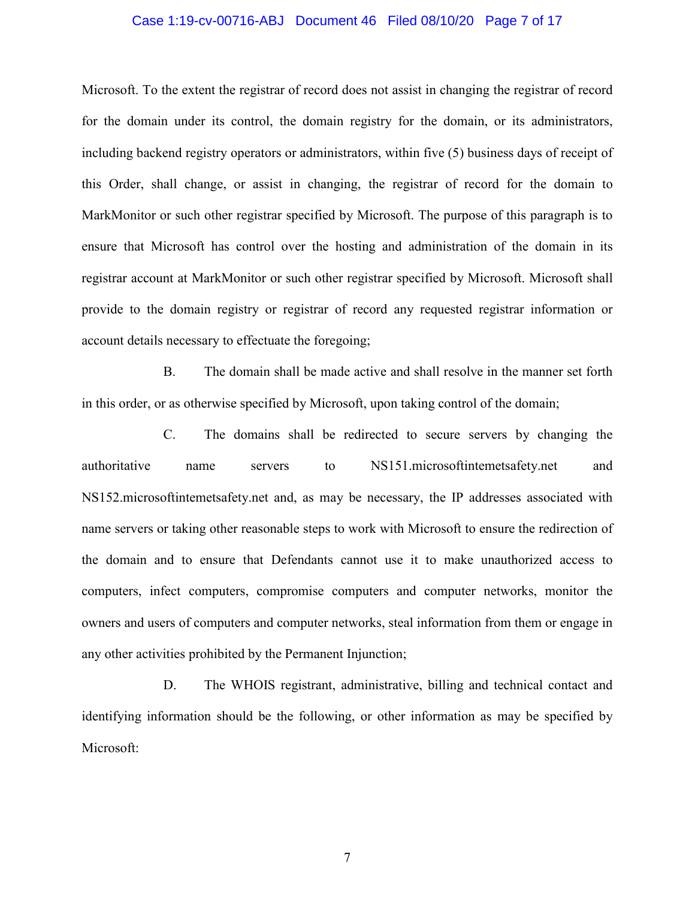Microsoft. To the extent the registrar of record does not assist in changing the registrar of record for the domain under its control, the domain registry for the domain, or its administrators, including backend registry operators or administrators, within five (5) business days of receipt of this Order, shall change, or assist in changing, the registrar of record for the domain to MarkMonitor or such other registrar specified by Microsoft. The purpose of this paragraph is to ensure that Microsoft has control over the hosting and administration of the domain in its registrar account at MarkMonitor or such other registrar specified by Microsoft. Microsoft shall provide to the domain registry or registrar of record any requested registrar information or account details necessary to effectuate the foregoing;

B. The domain shall be made active and shall resolve in the manner set forth in this order, or as otherwise specified by Microsoft, upon taking control of the domain;

C. The domains shall be redirected to secure servers by changing the authoritative name servers to NS151.microsoftintemetsafety.net and NS152.microsoftintemetsafety.net and, as may be necessary, the IP addresses associated with name servers or taking other reasonable steps to work with Microsoft to ensure the redirection of the domain and to ensure that Defendants cannot use it to make unauthorized access to computers, infect computers, compromise computers and computer networks, monitor the owners and users of computers and computer networks, steal information from them or engage in any other activities prohibited by the Permanent Injunction;

D. The WHOIS registrant, administrative, billing and technical contact and identifying information should be the following, or other information as may be specified by Microsoft: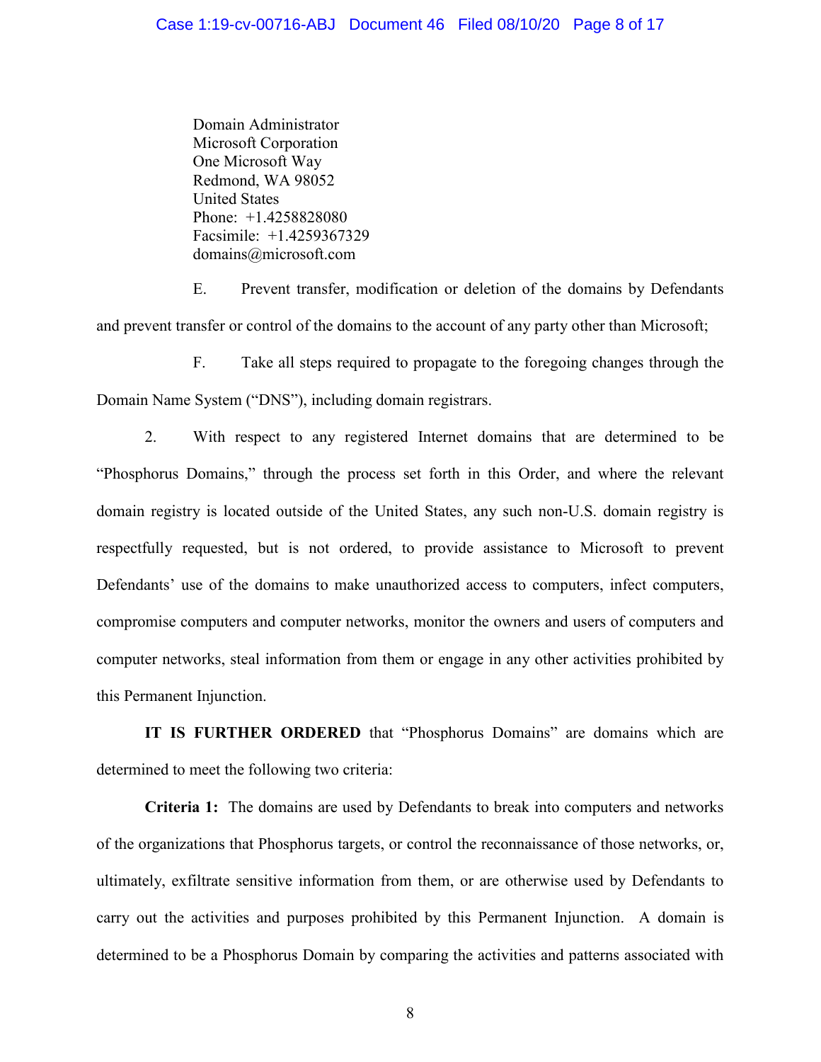Domain Administrator
Microsoft Corporation
One Microsoft Way
Redmond, WA 98052
United States
Phone: +1.4258828080
Facsimile: +1.4259367329
domains@microsoft.com

E. Prevent transfer, modification or deletion of the domains by Defendants and prevent transfer or control of the domains to the account of any party other than Microsoft;

F. Take all steps required to propagate to the foregoing changes through the Domain Name System ("DNS"), including domain registrars.

2. With respect to any registered Internet domains that are determined to be "Phosphorus Domains," through the process set forth in this Order, and where the relevant domain registry is located outside of the United States, any such non-U.S. domain registry is respectfully requested, but is not ordered, to provide assistance to Microsoft to prevent Defendants' use of the domains to make unauthorized access to computers, infect computers, compromise computers and computer networks, monitor the owners and users of computers and computer networks, steal information from them or engage in any other activities prohibited by this Permanent Injunction.

**IT IS FURTHER ORDERED** that "Phosphorus Domains" are domains which are determined to meet the following two criteria:

**Criteria 1:** The domains are used by Defendants to break into computers and networks of the organizations that Phosphorus targets, or control the reconnaissance of those networks, or, ultimately, exfiltrate sensitive information from them, or are otherwise used by Defendants to carry out the activities and purposes prohibited by this Permanent Injunction. A domain is determined to be a Phosphorus Domain by comparing the activities and patterns associated with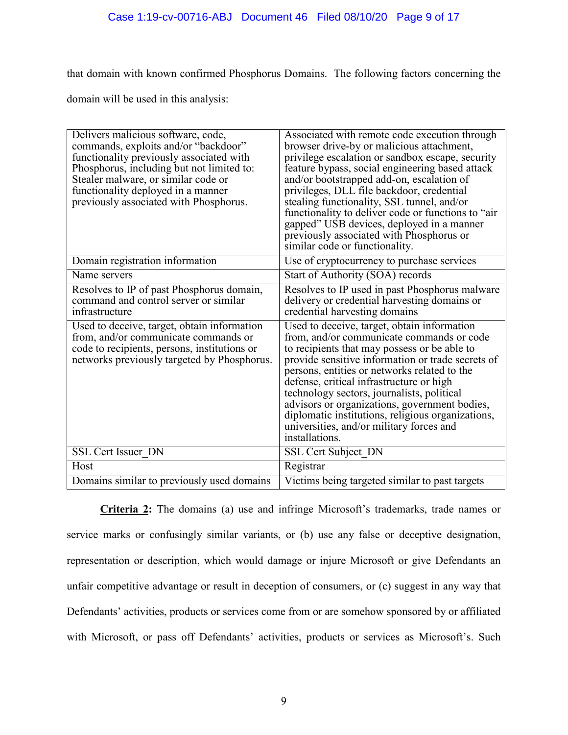that domain with known confirmed Phosphorus Domains. The following factors concerning the domain will be used in this analysis:

| | |
|---|---|
| Delivers malicious software, code, commands, exploits and/or "backdoor" functionality previously associated with Phosphorus, including but not limited to: Stealer malware, or similar code or functionality deployed in a manner previously associated with Phosphorus. | Associated with remote code execution through browser drive-by or malicious attachment, privilege escalation or sandbox escape, security feature bypass, social engineering based attack and/or bootstrapped add-on, escalation of privileges, DLL file backdoor, credential stealing functionality, SSL tunnel, and/or functionality to deliver code or functions to "air gapped" USB devices, deployed in a manner previously associated with Phosphorus or similar code or functionality. |
| Domain registration information | Use of cryptocurrency to purchase services |
| Name servers | Start of Authority (SOA) records |
| Resolves to IP of past Phosphorus domain, command and control server or similar infrastructure | Resolves to IP used in past Phosphorus malware delivery or credential harvesting domains or credential harvesting domains |
| Used to deceive, target, obtain information from, and/or communicate commands or code to recipients, persons, institutions or networks previously targeted by Phosphorus. | Used to deceive, target, obtain information from, and/or communicate commands or code to recipients that may possess or be able to provide sensitive information or trade secrets of persons, entities or networks related to the defense, critical infrastructure or high technology sectors, journalists, political advisors or organizations, government bodies, diplomatic institutions, religious organizations, universities, and/or military forces and installations. |
| SSL Cert Issuer_DN | SSL Cert Subject_DN |
| Host | Registrar |
| Domains similar to previously used domains | Victims being targeted similar to past targets |

**Criteria 2:** The domains (a) use and infringe Microsoft's trademarks, trade names or service marks or confusingly similar variants, or (b) use any false or deceptive designation, representation or description, which would damage or injure Microsoft or give Defendants an unfair competitive advantage or result in deception of consumers, or (c) suggest in any way that Defendants' activities, products or services come from or are somehow sponsored by or affiliated with Microsoft, or pass off Defendants' activities, products or services as Microsoft's. Such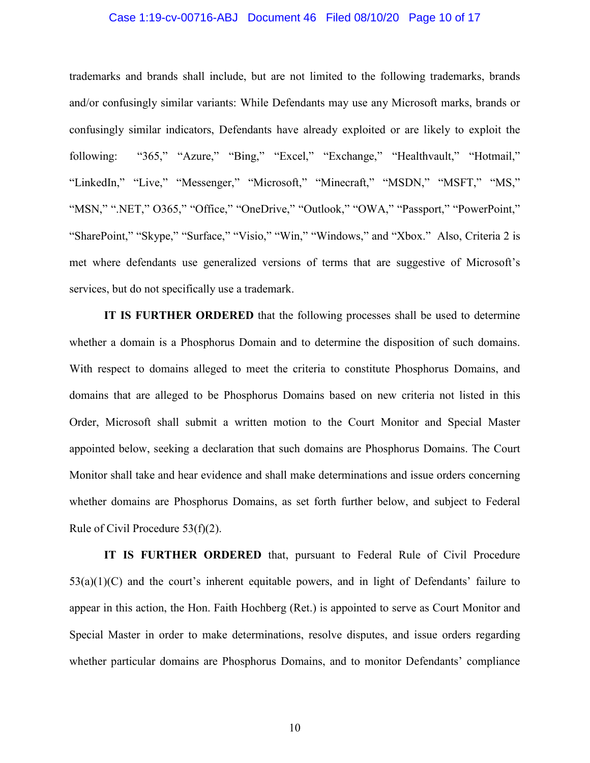trademarks and brands shall include, but are not limited to the following trademarks, brands and/or confusingly similar variants: While Defendants may use any Microsoft marks, brands or confusingly similar indicators, Defendants have already exploited or are likely to exploit the following: "365," "Azure," "Bing," "Excel," "Exchange," "Healthvault," "Hotmail," "LinkedIn," "Live," "Messenger," "Microsoft," "Minecraft," "MSDN," "MSFT," "MS," "MSN," ".NET," O365," "Office," "OneDrive," "Outlook," "OWA," "Passport," "PowerPoint," "SharePoint," "Skype," "Surface," "Visio," "Win," "Windows," and "Xbox." Also, Criteria 2 is met where defendants use generalized versions of terms that are suggestive of Microsoft's services, but do not specifically use a trademark.

**IT IS FURTHER ORDERED** that the following processes shall be used to determine whether a domain is a Phosphorus Domain and to determine the disposition of such domains. With respect to domains alleged to meet the criteria to constitute Phosphorus Domains, and domains that are alleged to be Phosphorus Domains based on new criteria not listed in this Order, Microsoft shall submit a written motion to the Court Monitor and Special Master appointed below, seeking a declaration that such domains are Phosphorus Domains. The Court Monitor shall take and hear evidence and shall make determinations and issue orders concerning whether domains are Phosphorus Domains, as set forth further below, and subject to Federal Rule of Civil Procedure 53(f)(2).

**IT IS FURTHER ORDERED** that, pursuant to Federal Rule of Civil Procedure 53(a)(1)(C) and the court's inherent equitable powers, and in light of Defendants' failure to appear in this action, the Hon. Faith Hochberg (Ret.) is appointed to serve as Court Monitor and Special Master in order to make determinations, resolve disputes, and issue orders regarding whether particular domains are Phosphorus Domains, and to monitor Defendants' compliance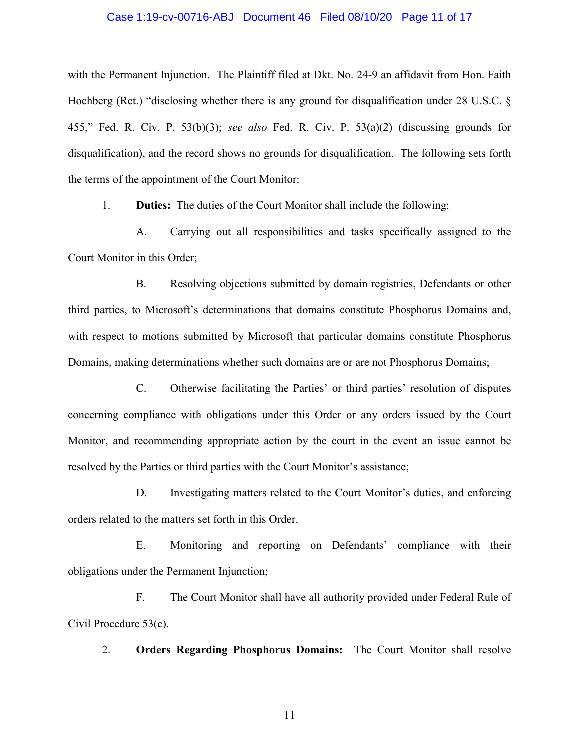with the Permanent Injunction. The Plaintiff filed at Dkt. No. 24-9 an affidavit from Hon. Faith Hochberg (Ret.) "disclosing whether there is any ground for disqualification under 28 U.S.C. § 455," Fed. R. Civ. P. 53(b)(3); *see also* Fed. R. Civ. P. 53(a)(2) (discussing grounds for disqualification), and the record shows no grounds for disqualification. The following sets forth the terms of the appointment of the Court Monitor:

1. **Duties:** The duties of the Court Monitor shall include the following:

   A. Carrying out all responsibilities and tasks specifically assigned to the Court Monitor in this Order;

   B. Resolving objections submitted by domain registries, Defendants or other third parties, to Microsoft's determinations that domains constitute Phosphorus Domains and, with respect to motions submitted by Microsoft that particular domains constitute Phosphorus Domains, making determinations whether such domains are or are not Phosphorus Domains;

   C. Otherwise facilitating the Parties' or third parties' resolution of disputes concerning compliance with obligations under this Order or any orders issued by the Court Monitor, and recommending appropriate action by the court in the event an issue cannot be resolved by the Parties or third parties with the Court Monitor's assistance;

   D. Investigating matters related to the Court Monitor's duties, and enforcing orders related to the matters set forth in this Order.

   E. Monitoring and reporting on Defendants' compliance with their obligations under the Permanent Injunction;

   F. The Court Monitor shall have all authority provided under Federal Rule of Civil Procedure 53(c).

2. **Orders Regarding Phosphorus Domains:** The Court Monitor shall resolve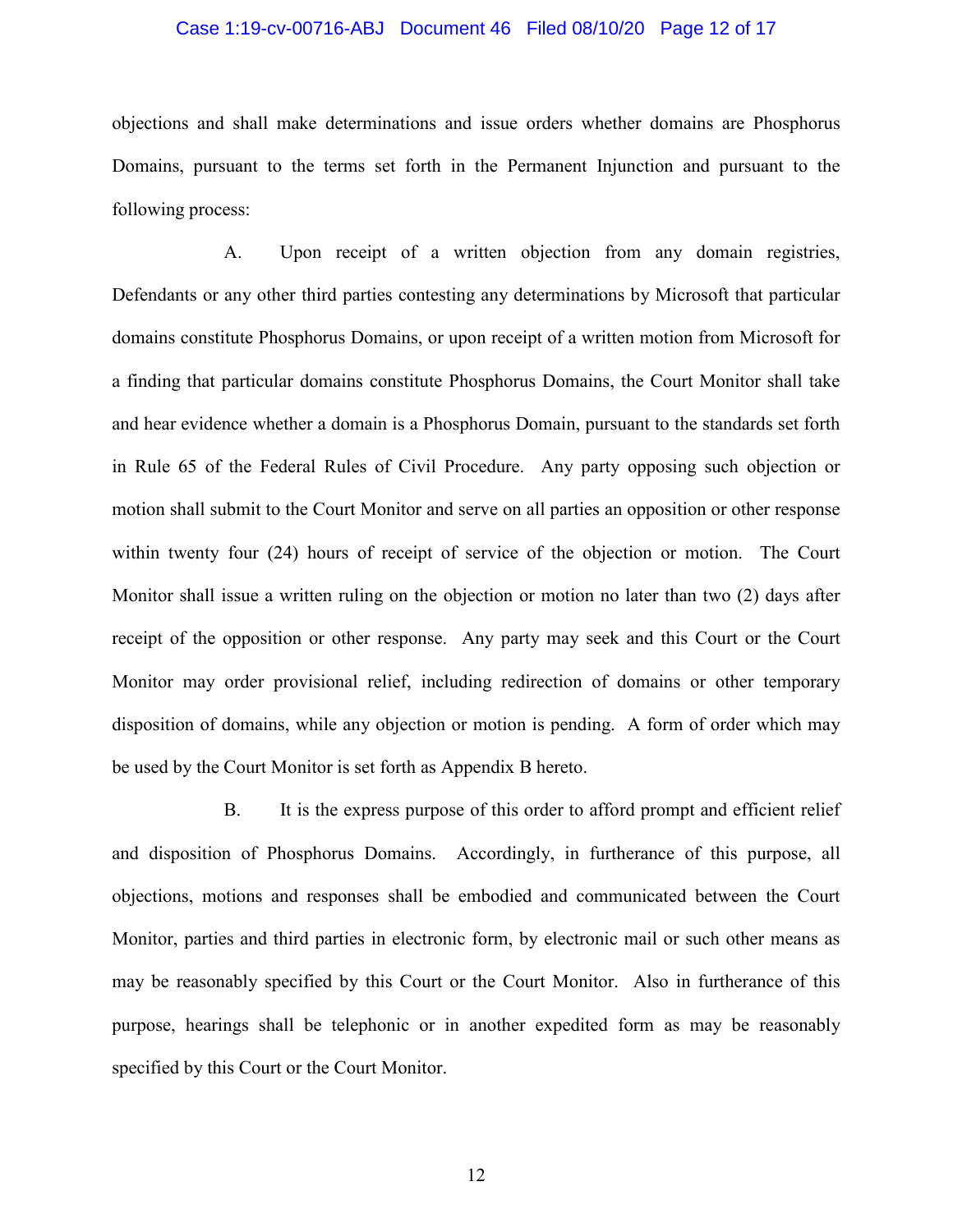objections and shall make determinations and issue orders whether domains are Phosphorus Domains, pursuant to the terms set forth in the Permanent Injunction and pursuant to the following process:

A. Upon receipt of a written objection from any domain registries, Defendants or any other third parties contesting any determinations by Microsoft that particular domains constitute Phosphorus Domains, or upon receipt of a written motion from Microsoft for a finding that particular domains constitute Phosphorus Domains, the Court Monitor shall take and hear evidence whether a domain is a Phosphorus Domain, pursuant to the standards set forth in Rule 65 of the Federal Rules of Civil Procedure. Any party opposing such objection or motion shall submit to the Court Monitor and serve on all parties an opposition or other response within twenty four (24) hours of receipt of service of the objection or motion. The Court Monitor shall issue a written ruling on the objection or motion no later than two (2) days after receipt of the opposition or other response. Any party may seek and this Court or the Court Monitor may order provisional relief, including redirection of domains or other temporary disposition of domains, while any objection or motion is pending. A form of order which may be used by the Court Monitor is set forth as Appendix B hereto.

B. It is the express purpose of this order to afford prompt and efficient relief and disposition of Phosphorus Domains. Accordingly, in furtherance of this purpose, all objections, motions and responses shall be embodied and communicated between the Court Monitor, parties and third parties in electronic form, by electronic mail or such other means as may be reasonably specified by this Court or the Court Monitor. Also in furtherance of this purpose, hearings shall be telephonic or in another expedited form as may be reasonably specified by this Court or the Court Monitor.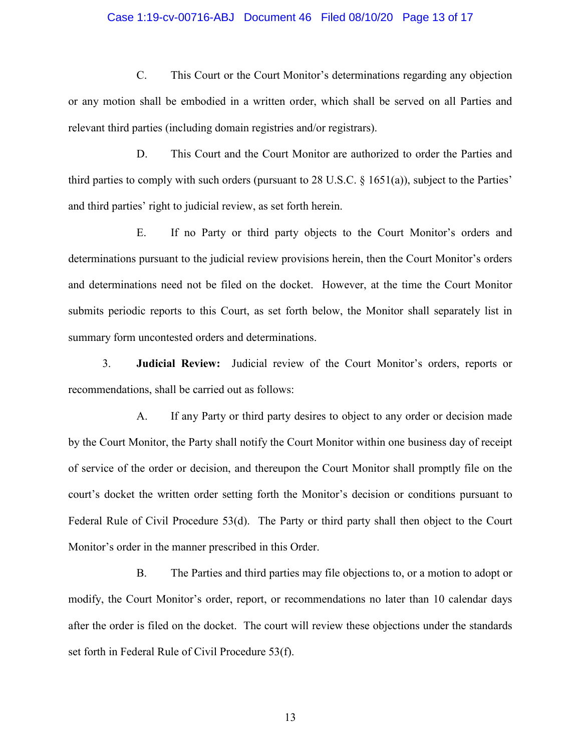C. This Court or the Court Monitor's determinations regarding any objection or any motion shall be embodied in a written order, which shall be served on all Parties and relevant third parties (including domain registries and/or registrars).

D. This Court and the Court Monitor are authorized to order the Parties and third parties to comply with such orders (pursuant to 28 U.S.C. § 1651(a)), subject to the Parties' and third parties' right to judicial review, as set forth herein.

E. If no Party or third party objects to the Court Monitor's orders and determinations pursuant to the judicial review provisions herein, then the Court Monitor's orders and determinations need not be filed on the docket. However, at the time the Court Monitor submits periodic reports to this Court, as set forth below, the Monitor shall separately list in summary form uncontested orders and determinations.

3. **Judicial Review:** Judicial review of the Court Monitor's orders, reports or recommendations, shall be carried out as follows:

A. If any Party or third party desires to object to any order or decision made by the Court Monitor, the Party shall notify the Court Monitor within one business day of receipt of service of the order or decision, and thereupon the Court Monitor shall promptly file on the court's docket the written order setting forth the Monitor's decision or conditions pursuant to Federal Rule of Civil Procedure 53(d). The Party or third party shall then object to the Court Monitor's order in the manner prescribed in this Order.

B. The Parties and third parties may file objections to, or a motion to adopt or modify, the Court Monitor's order, report, or recommendations no later than 10 calendar days after the order is filed on the docket. The court will review these objections under the standards set forth in Federal Rule of Civil Procedure 53(f).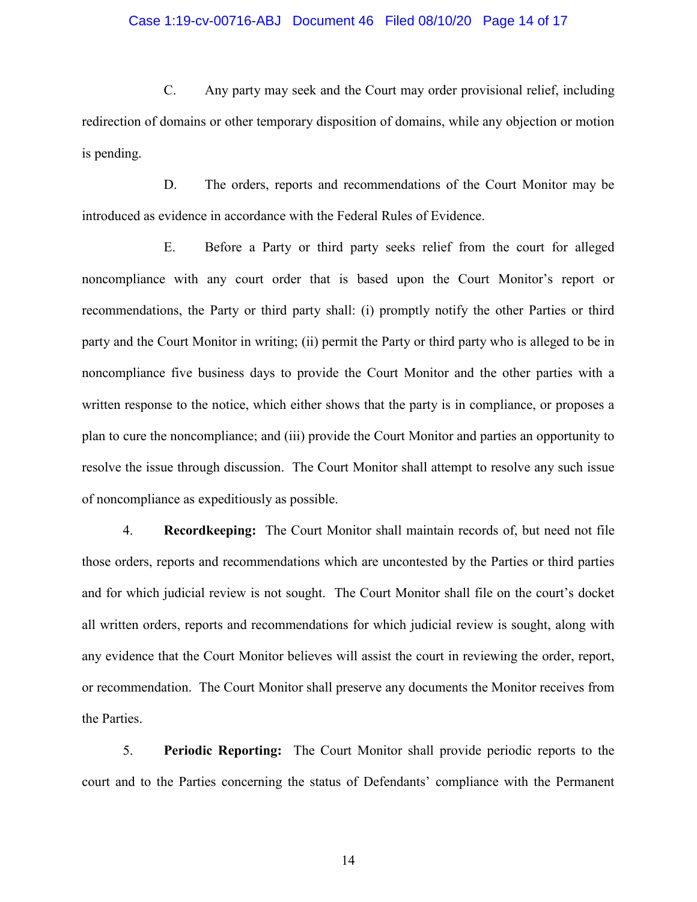C. Any party may seek and the Court may order provisional relief, including redirection of domains or other temporary disposition of domains, while any objection or motion is pending.

D. The orders, reports and recommendations of the Court Monitor may be introduced as evidence in accordance with the Federal Rules of Evidence.

E. Before a Party or third party seeks relief from the court for alleged noncompliance with any court order that is based upon the Court Monitor's report or recommendations, the Party or third party shall: (i) promptly notify the other Parties or third party and the Court Monitor in writing; (ii) permit the Party or third party who is alleged to be in noncompliance five business days to provide the Court Monitor and the other parties with a written response to the notice, which either shows that the party is in compliance, or proposes a plan to cure the noncompliance; and (iii) provide the Court Monitor and parties an opportunity to resolve the issue through discussion. The Court Monitor shall attempt to resolve any such issue of noncompliance as expeditiously as possible.

4. **Recordkeeping:** The Court Monitor shall maintain records of, but need not file those orders, reports and recommendations which are uncontested by the Parties or third parties and for which judicial review is not sought. The Court Monitor shall file on the court's docket all written orders, reports and recommendations for which judicial review is sought, along with any evidence that the Court Monitor believes will assist the court in reviewing the order, report, or recommendation. The Court Monitor shall preserve any documents the Monitor receives from the Parties.

5. **Periodic Reporting:** The Court Monitor shall provide periodic reports to the court and to the Parties concerning the status of Defendants' compliance with the Permanent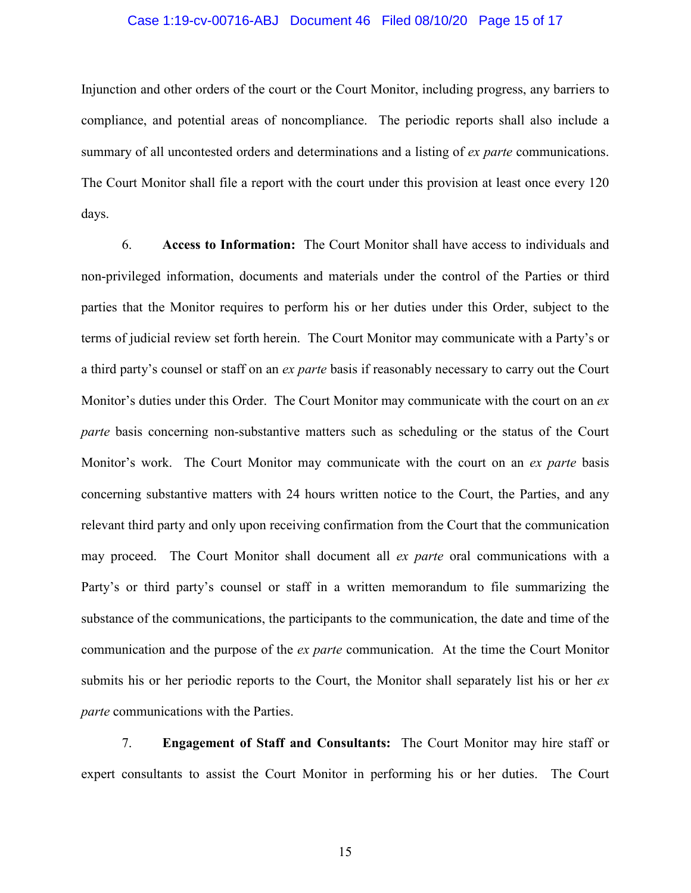Injunction and other orders of the court or the Court Monitor, including progress, any barriers to compliance, and potential areas of noncompliance. The periodic reports shall also include a summary of all uncontested orders and determinations and a listing of *ex parte* communications. The Court Monitor shall file a report with the court under this provision at least once every 120 days.

6. **Access to Information:** The Court Monitor shall have access to individuals and non-privileged information, documents and materials under the control of the Parties or third parties that the Monitor requires to perform his or her duties under this Order, subject to the terms of judicial review set forth herein. The Court Monitor may communicate with a Party's or a third party's counsel or staff on an *ex parte* basis if reasonably necessary to carry out the Court Monitor's duties under this Order. The Court Monitor may communicate with the court on an *ex parte* basis concerning non-substantive matters such as scheduling or the status of the Court Monitor's work. The Court Monitor may communicate with the court on an *ex parte* basis concerning substantive matters with 24 hours written notice to the Court, the Parties, and any relevant third party and only upon receiving confirmation from the Court that the communication may proceed. The Court Monitor shall document all *ex parte* oral communications with a Party's or third party's counsel or staff in a written memorandum to file summarizing the substance of the communications, the participants to the communication, the date and time of the communication and the purpose of the *ex parte* communication. At the time the Court Monitor submits his or her periodic reports to the Court, the Monitor shall separately list his or her *ex parte* communications with the Parties.

7. **Engagement of Staff and Consultants:** The Court Monitor may hire staff or expert consultants to assist the Court Monitor in performing his or her duties. The Court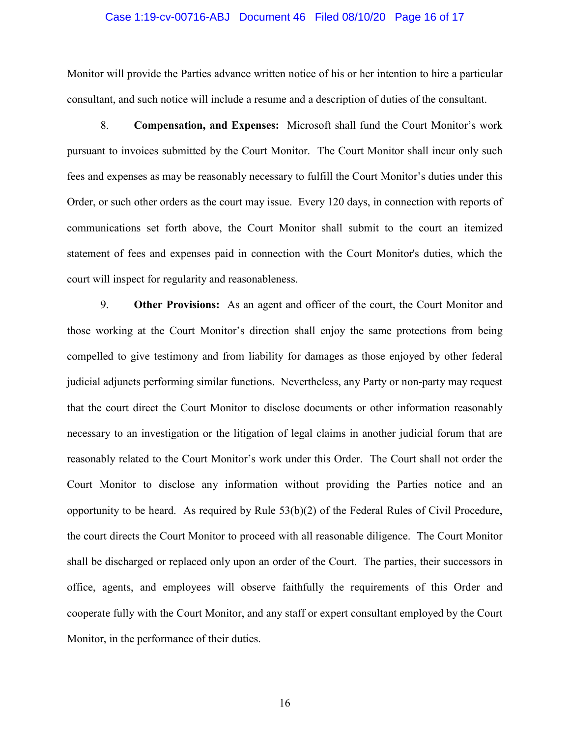Monitor will provide the Parties advance written notice of his or her intention to hire a particular consultant, and such notice will include a resume and a description of duties of the consultant.

8. **Compensation, and Expenses:** Microsoft shall fund the Court Monitor's work pursuant to invoices submitted by the Court Monitor. The Court Monitor shall incur only such fees and expenses as may be reasonably necessary to fulfill the Court Monitor's duties under this Order, or such other orders as the court may issue. Every 120 days, in connection with reports of communications set forth above, the Court Monitor shall submit to the court an itemized statement of fees and expenses paid in connection with the Court Monitor's duties, which the court will inspect for regularity and reasonableness.

9. **Other Provisions:** As an agent and officer of the court, the Court Monitor and those working at the Court Monitor's direction shall enjoy the same protections from being compelled to give testimony and from liability for damages as those enjoyed by other federal judicial adjuncts performing similar functions. Nevertheless, any Party or non-party may request that the court direct the Court Monitor to disclose documents or other information reasonably necessary to an investigation or the litigation of legal claims in another judicial forum that are reasonably related to the Court Monitor's work under this Order. The Court shall not order the Court Monitor to disclose any information without providing the Parties notice and an opportunity to be heard. As required by Rule 53(b)(2) of the Federal Rules of Civil Procedure, the court directs the Court Monitor to proceed with all reasonable diligence. The Court Monitor shall be discharged or replaced only upon an order of the Court. The parties, their successors in office, agents, and employees will observe faithfully the requirements of this Order and cooperate fully with the Court Monitor, and any staff or expert consultant employed by the Court Monitor, in the performance of their duties.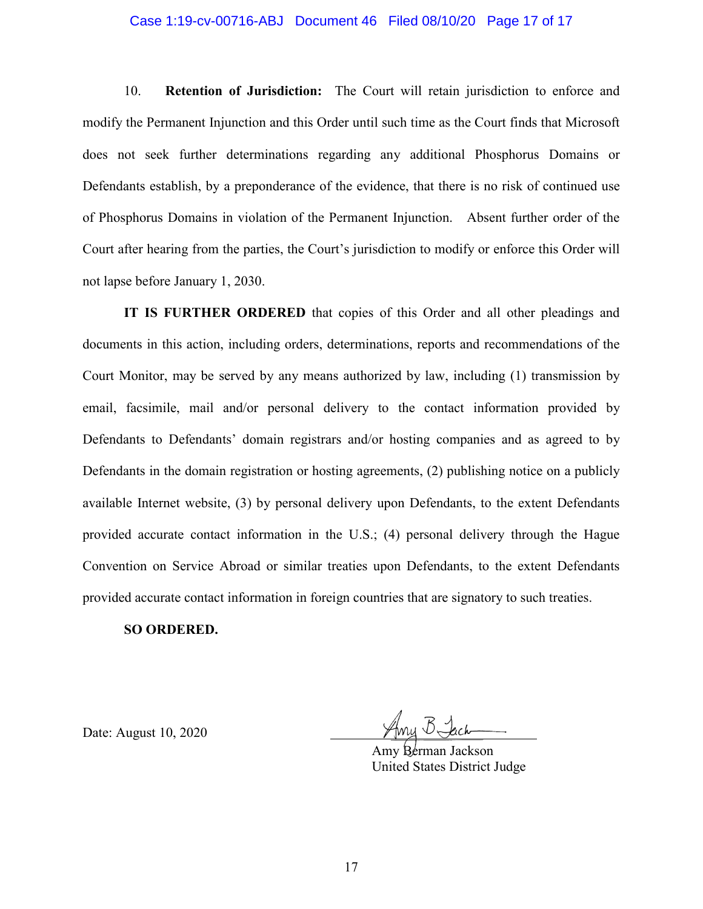10. **Retention of Jurisdiction:** The Court will retain jurisdiction to enforce and modify the Permanent Injunction and this Order until such time as the Court finds that Microsoft does not seek further determinations regarding any additional Phosphorus Domains or Defendants establish, by a preponderance of the evidence, that there is no risk of continued use of Phosphorus Domains in violation of the Permanent Injunction. Absent further order of the Court after hearing from the parties, the Court's jurisdiction to modify or enforce this Order will not lapse before January 1, 2030.

**IT IS FURTHER ORDERED** that copies of this Order and all other pleadings and documents in this action, including orders, determinations, reports and recommendations of the Court Monitor, may be served by any means authorized by law, including (1) transmission by email, facsimile, mail and/or personal delivery to the contact information provided by Defendants to Defendants' domain registrars and/or hosting companies and as agreed to by Defendants in the domain registration or hosting agreements, (2) publishing notice on a publicly available Internet website, (3) by personal delivery upon Defendants, to the extent Defendants provided accurate contact information in the U.S.; (4) personal delivery through the Hague Convention on Service Abroad or similar treaties upon Defendants, to the extent Defendants provided accurate contact information in foreign countries that are signatory to such treaties.

**SO ORDERED.**

Date: August 10, 2020

Amy Berman Jackson
United States District Judge